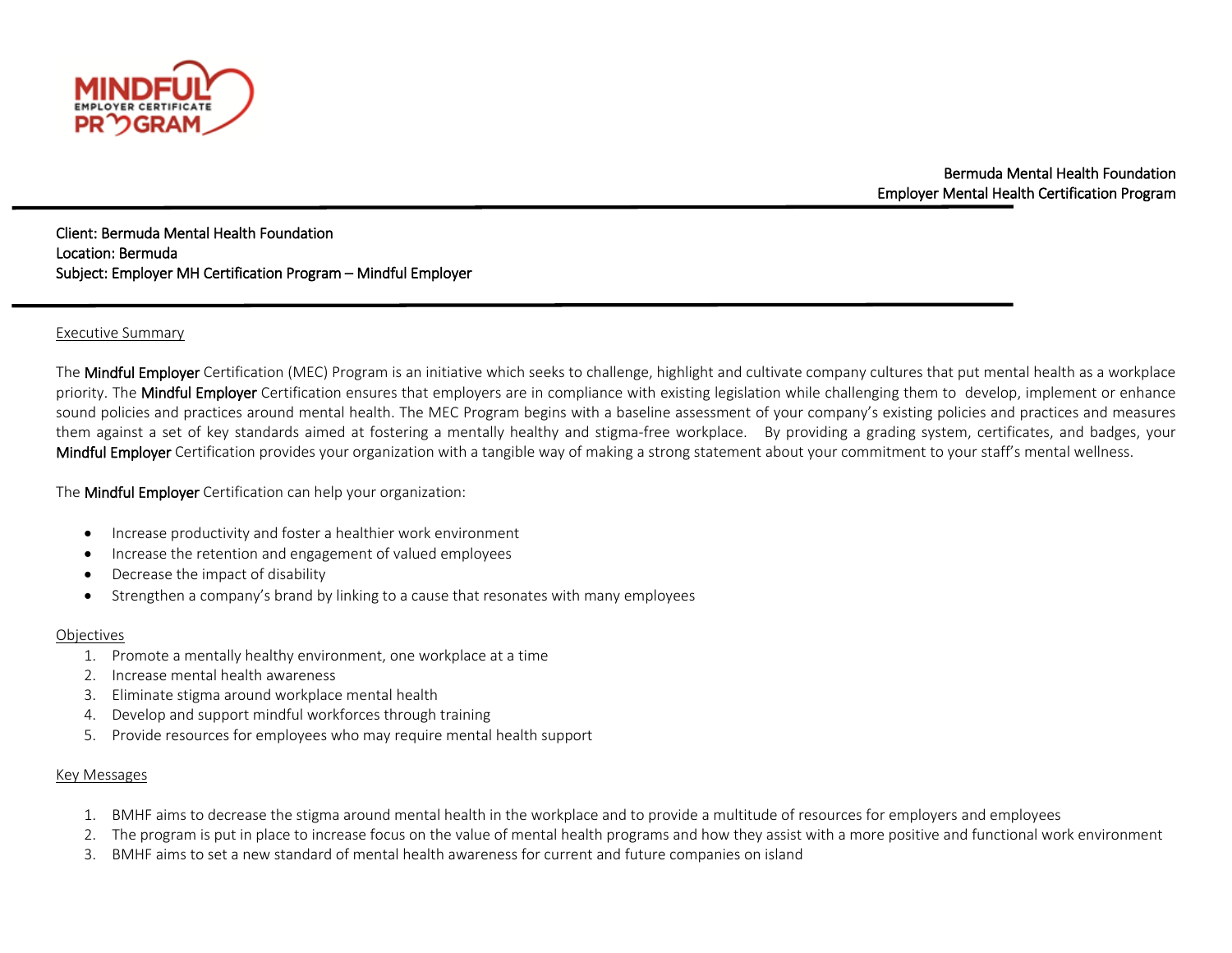Bermuda Mental Health Foundation
Employer Mental Health Certification Program

Client: Bermuda Mental Health Foundation
Location: Bermuda
Subject: Employer MH Certification Program – Mindful Employer

## Executive Summary

The Mindful Employer Certification (MEC) Program is an initiative which seeks to challenge, highlight and cultivate company cultures that put mental health as a workplace priority. The Mindful Employer Certification ensures that employers are in compliance with existing legislation while challenging them to develop, implement or enhance sound policies and practices around mental health. The MEC Program begins with a baseline assessment of your company's existing policies and practices and measures them against a set of key standards aimed at fostering a mentally healthy and stigma-free workplace. By providing a grading system, certificates, and badges, your Mindful Employer Certification provides your organization with a tangible way of making a strong statement about your commitment to your staff's mental wellness.

The Mindful Employer Certification can help your organization:

- Increase productivity and foster a healthier work environment
- Increase the retention and engagement of valued employees
- Decrease the impact of disability
- Strengthen a company's brand by linking to a cause that resonates with many employees

## Objectives

1. Promote a mentally healthy environment, one workplace at a time
2. Increase mental health awareness
3. Eliminate stigma around workplace mental health
4. Develop and support mindful workforces through training
5. Provide resources for employees who may require mental health support

## Key Messages

1. BMHF aims to decrease the stigma around mental health in the workplace and to provide a multitude of resources for employers and employees
2. The program is put in place to increase focus on the value of mental health programs and how they assist with a more positive and functional work environment
3. BMHF aims to set a new standard of mental health awareness for current and future companies on island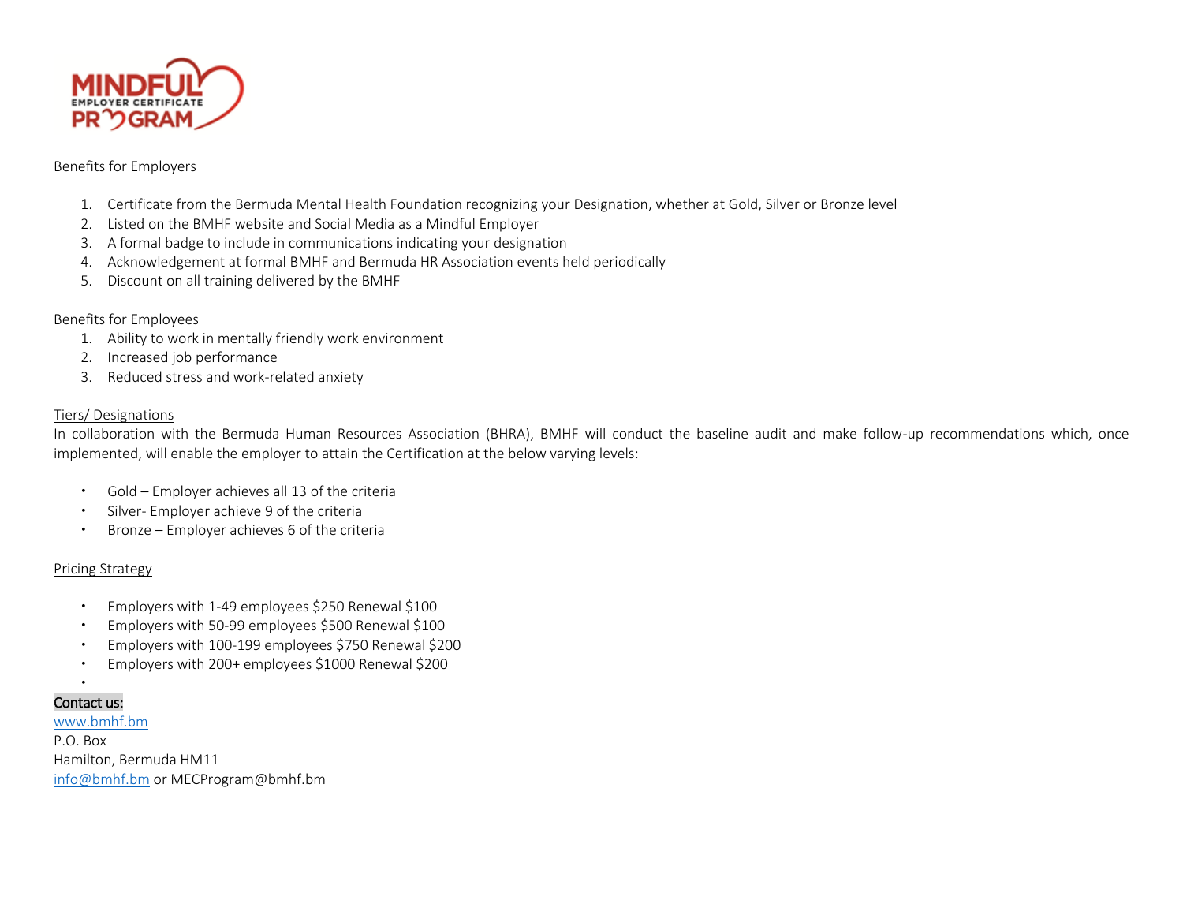Benefits for Employers

1. Certificate from the Bermuda Mental Health Foundation recognizing your Designation, whether at Gold, Silver or Bronze level
2. Listed on the BMHF website and Social Media as a Mindful Employer
3. A formal badge to include in communications indicating your designation
4. Acknowledgement at formal BMHF and Bermuda HR Association events held periodically
5. Discount on all training delivered by the BMHF

Benefits for Employees

1. Ability to work in mentally friendly work environment
2. Increased job performance
3. Reduced stress and work-related anxiety

Tiers/ Designations

In collaboration with the Bermuda Human Resources Association (BHRA), BMHF will conduct the baseline audit and make follow-up recommendations which, once implemented, will enable the employer to attain the Certification at the below varying levels:

- Gold – Employer achieves all 13 of the criteria
- Silver- Employer achieve 9 of the criteria
- Bronze – Employer achieves 6 of the criteria

Pricing Strategy

- Employers with 1-49 employees $250 Renewal $100
- Employers with 50-99 employees $500 Renewal $100
- Employers with 100-199 employees $750 Renewal $200
- Employers with 200+ employees $1000 Renewal $200

Contact us:
www.bmhf.bm
P.O. Box
Hamilton, Bermuda HM11
info@bmhf.bm or MECProgram@bmhf.bm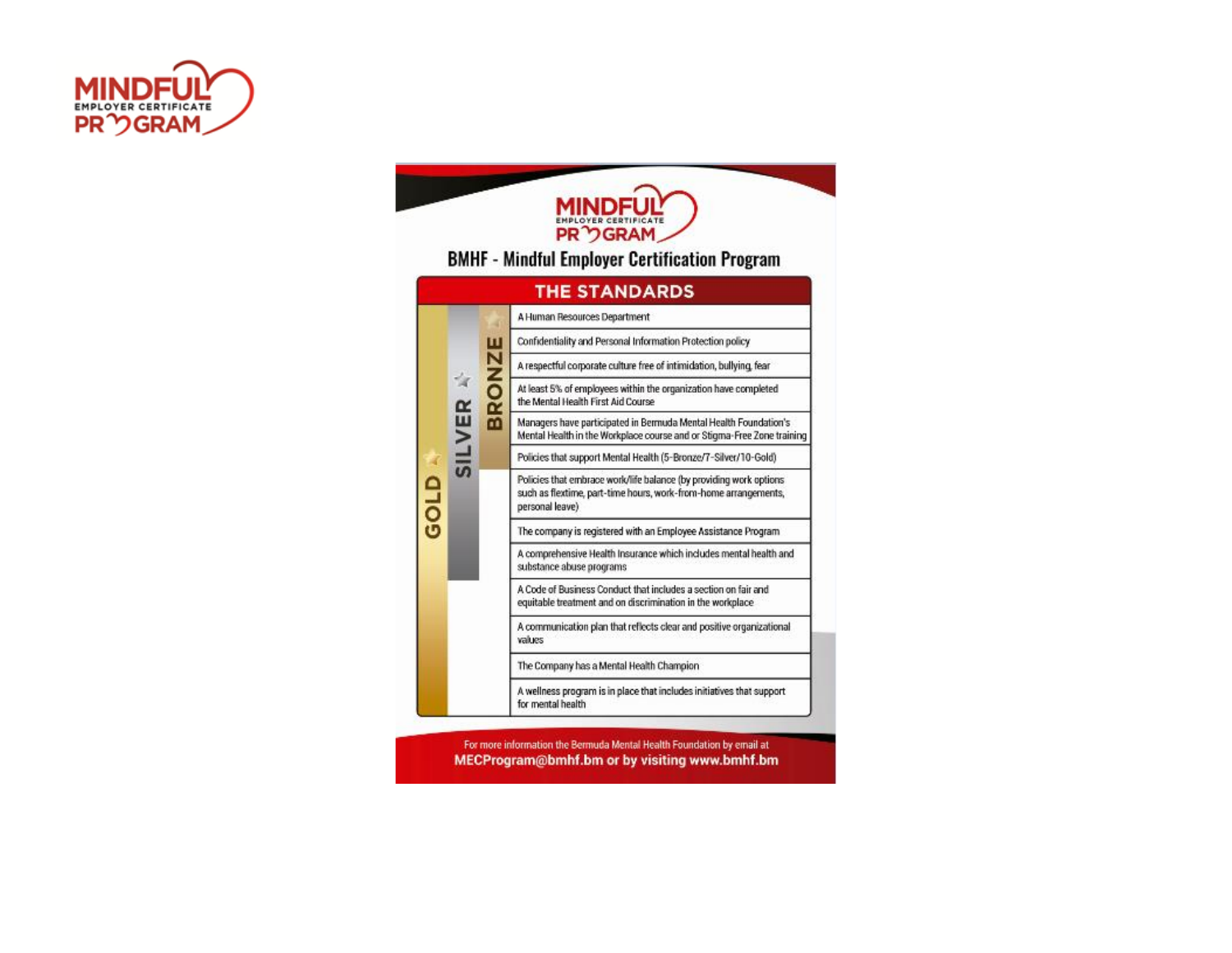MINDFUL EMPLOYER CERTIFICATE PROGRAM

# BMHF - Mindful Employer Certification Program

## THE STANDARDS

| GOLD | SILVER | BRONZE | Standard |
|---|---|---|---|
| ✓ | ✓ | ✓ | A Human Resources Department |
| ✓ | ✓ | ✓ | Confidentiality and Personal Information Protection policy |
| ✓ | ✓ | ✓ | A respectful corporate culture free of intimidation, bullying, fear |
| ✓ | ✓ | ✓ | At least 5% of employees within the organization have completed the Mental Health First Aid Course |
| ✓ | ✓ | ✓ | Managers have participated in Bermuda Mental Health Foundation's Mental Health in the Workplace course and or Stigma-Free Zone training |
| ✓ | ✓ | ✓ | Policies that support Mental Health (5-Bronze/7-Silver/10-Gold) |
| ✓ | ✓ | | Policies that embrace work/life balance (by providing work options such as flextime, part-time hours, work-from-home arrangements, personal leave) |
| ✓ | ✓ | | The company is registered with an Employee Assistance Program |
| ✓ | ✓ | | A comprehensive Health Insurance which includes mental health and substance abuse programs |
| ✓ | | | A Code of Business Conduct that includes a section on fair and equitable treatment and on discrimination in the workplace |
| ✓ | | | A communication plan that reflects clear and positive organizational values |
| ✓ | | | The Company has a Mental Health Champion |
| ✓ | | | A wellness program is in place that includes initiatives that support for mental health |

For more information the Bermuda Mental Health Foundation by email at **MECProgram@bmhf.bm or by visiting www.bmhf.bm**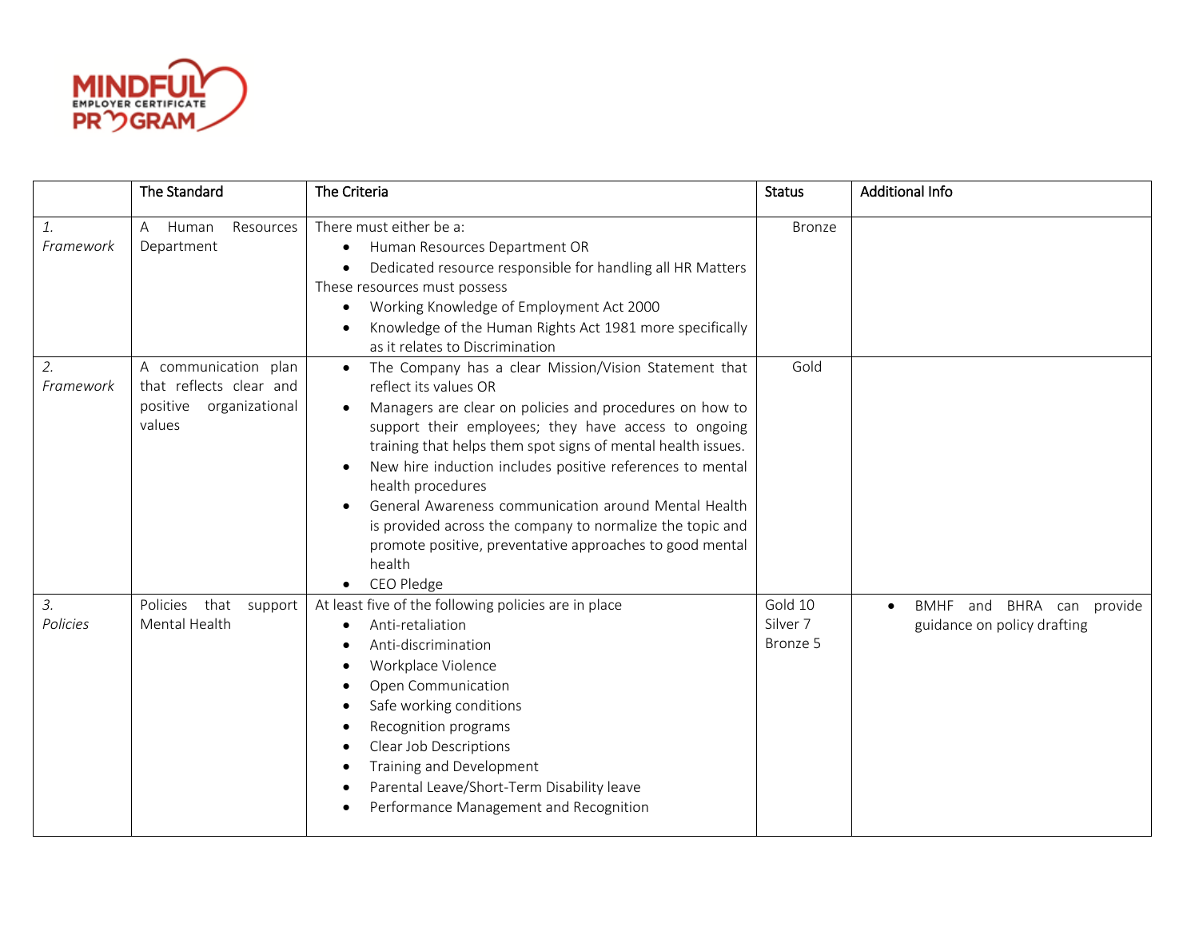| | The Standard | The Criteria | Status | Additional Info |
|---|---|---|---|---|
| *1. Framework* | A Human Resources Department | There must either be a:<br>• Human Resources Department OR<br>• Dedicated resource responsible for handling all HR Matters<br>These resources must possess<br>• Working Knowledge of Employment Act 2000<br>• Knowledge of the Human Rights Act 1981 more specifically as it relates to Discrimination | Bronze | |
| *2. Framework* | A communication plan that reflects clear and positive organizational values | • The Company has a clear Mission/Vision Statement that reflect its values OR<br>• Managers are clear on policies and procedures on how to support their employees; they have access to ongoing training that helps them spot signs of mental health issues.<br>• New hire induction includes positive references to mental health procedures<br>• General Awareness communication around Mental Health is provided across the company to normalize the topic and promote positive, preventative approaches to good mental health<br>• CEO Pledge | Gold | |
| *3. Policies* | Policies that support Mental Health | At least five of the following policies are in place<br>• Anti-retaliation<br>• Anti-discrimination<br>• Workplace Violence<br>• Open Communication<br>• Safe working conditions<br>• Recognition programs<br>• Clear Job Descriptions<br>• Training and Development<br>• Parental Leave/Short-Term Disability leave<br>• Performance Management and Recognition | Gold 10<br>Silver 7<br>Bronze 5 | • BMHF and BHRA can provide guidance on policy drafting |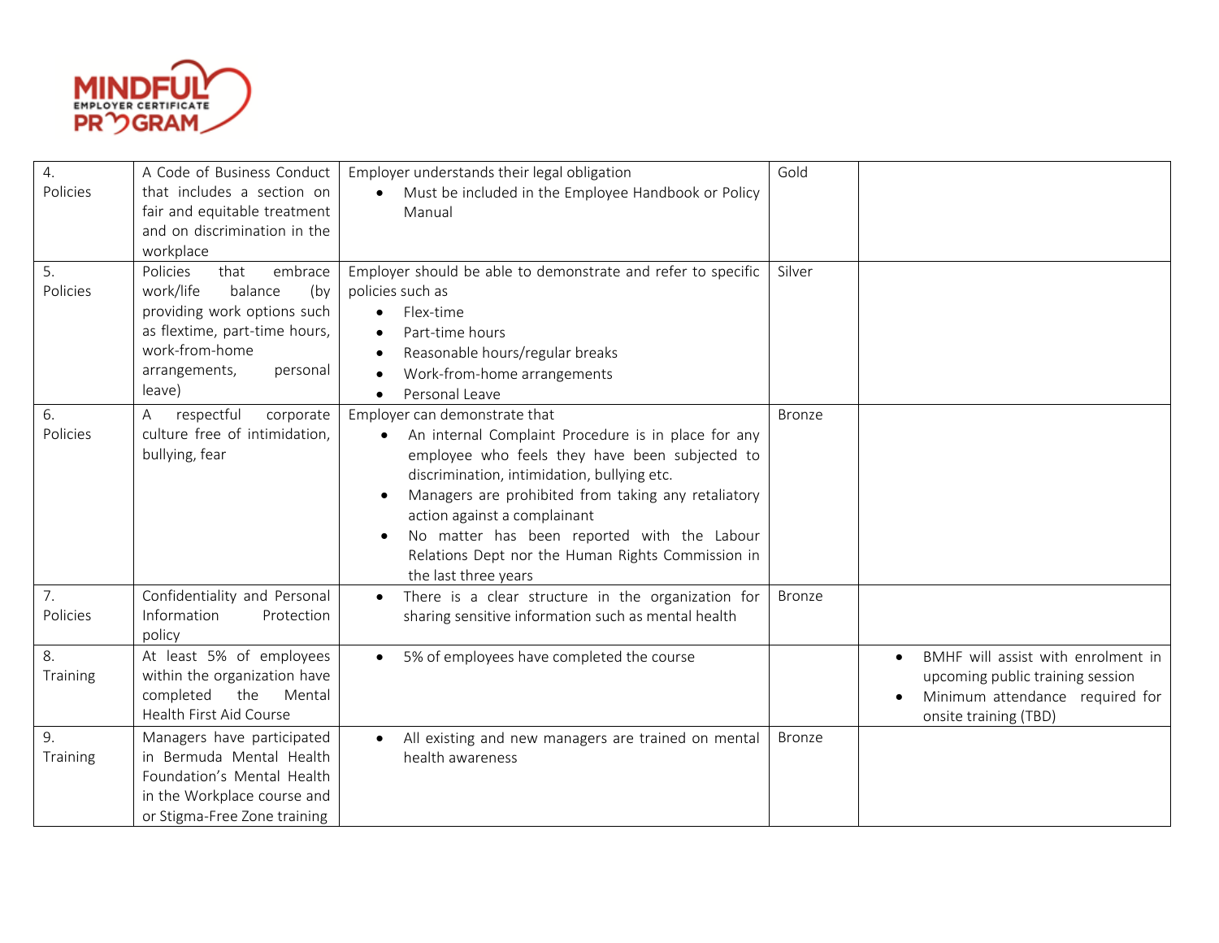| 4. Policies | A Code of Business Conduct that includes a section on fair and equitable treatment and on discrimination in the workplace | Employer understands their legal obligation<br>• Must be included in the Employee Handbook or Policy Manual | Gold | |
|---|---|---|---|---|
| 5. Policies | Policies that embrace work/life balance (by providing work options such as flextime, part-time hours, work-from-home arrangements, personal leave) | Employer should be able to demonstrate and refer to specific policies such as<br>• Flex-time<br>• Part-time hours<br>• Reasonable hours/regular breaks<br>• Work-from-home arrangements<br>• Personal Leave | Silver | |
| 6. Policies | A respectful corporate culture free of intimidation, bullying, fear | Employer can demonstrate that<br>• An internal Complaint Procedure is in place for any employee who feels they have been subjected to discrimination, intimidation, bullying etc.<br>• Managers are prohibited from taking any retaliatory action against a complainant<br>• No matter has been reported with the Labour Relations Dept nor the Human Rights Commission in the last three years | Bronze | |
| 7. Policies | Confidentiality and Personal Information Protection policy | • There is a clear structure in the organization for sharing sensitive information such as mental health | Bronze | |
| 8. Training | At least 5% of employees within the organization have completed the Mental Health First Aid Course | • 5% of employees have completed the course | | • BMHF will assist with enrolment in upcoming public training session<br>• Minimum attendance required for onsite training (TBD) |
| 9. Training | Managers have participated in Bermuda Mental Health Foundation's Mental Health in the Workplace course and or Stigma-Free Zone training | • All existing and new managers are trained on mental health awareness | Bronze | |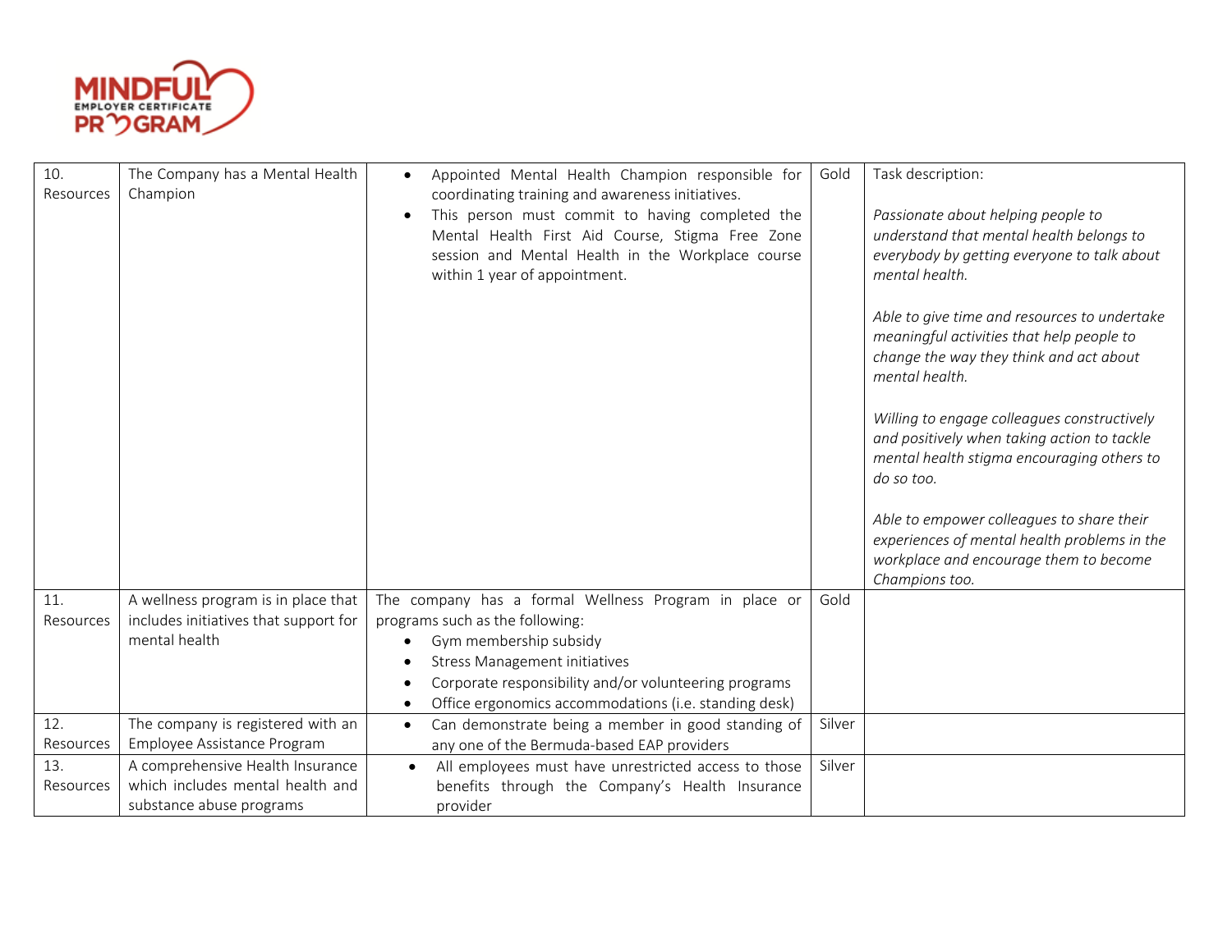| | | | | |
|---|---|---|---|---|
| 10. Resources | The Company has a Mental Health Champion | • Appointed Mental Health Champion responsible for coordinating training and awareness initiatives.<br>• This person must commit to having completed the Mental Health First Aid Course, Stigma Free Zone session and Mental Health in the Workplace course within 1 year of appointment. | Gold | Task description:<br><br>*Passionate about helping people to understand that mental health belongs to everybody by getting everyone to talk about mental health.*<br><br>*Able to give time and resources to undertake meaningful activities that help people to change the way they think and act about mental health.*<br><br>*Willing to engage colleagues constructively and positively when taking action to tackle mental health stigma encouraging others to do so too.*<br><br>*Able to empower colleagues to share their experiences of mental health problems in the workplace and encourage them to become Champions too.* |
| 11. Resources | A wellness program is in place that includes initiatives that support for mental health | The company has a formal Wellness Program in place or programs such as the following:<br>• Gym membership subsidy<br>• Stress Management initiatives<br>• Corporate responsibility and/or volunteering programs<br>• Office ergonomics accommodations (i.e. standing desk) | Gold | |
| 12. Resources | The company is registered with an Employee Assistance Program | • Can demonstrate being a member in good standing of any one of the Bermuda-based EAP providers | Silver | |
| 13. Resources | A comprehensive Health Insurance which includes mental health and substance abuse programs | • All employees must have unrestricted access to those benefits through the Company's Health Insurance provider | Silver | |